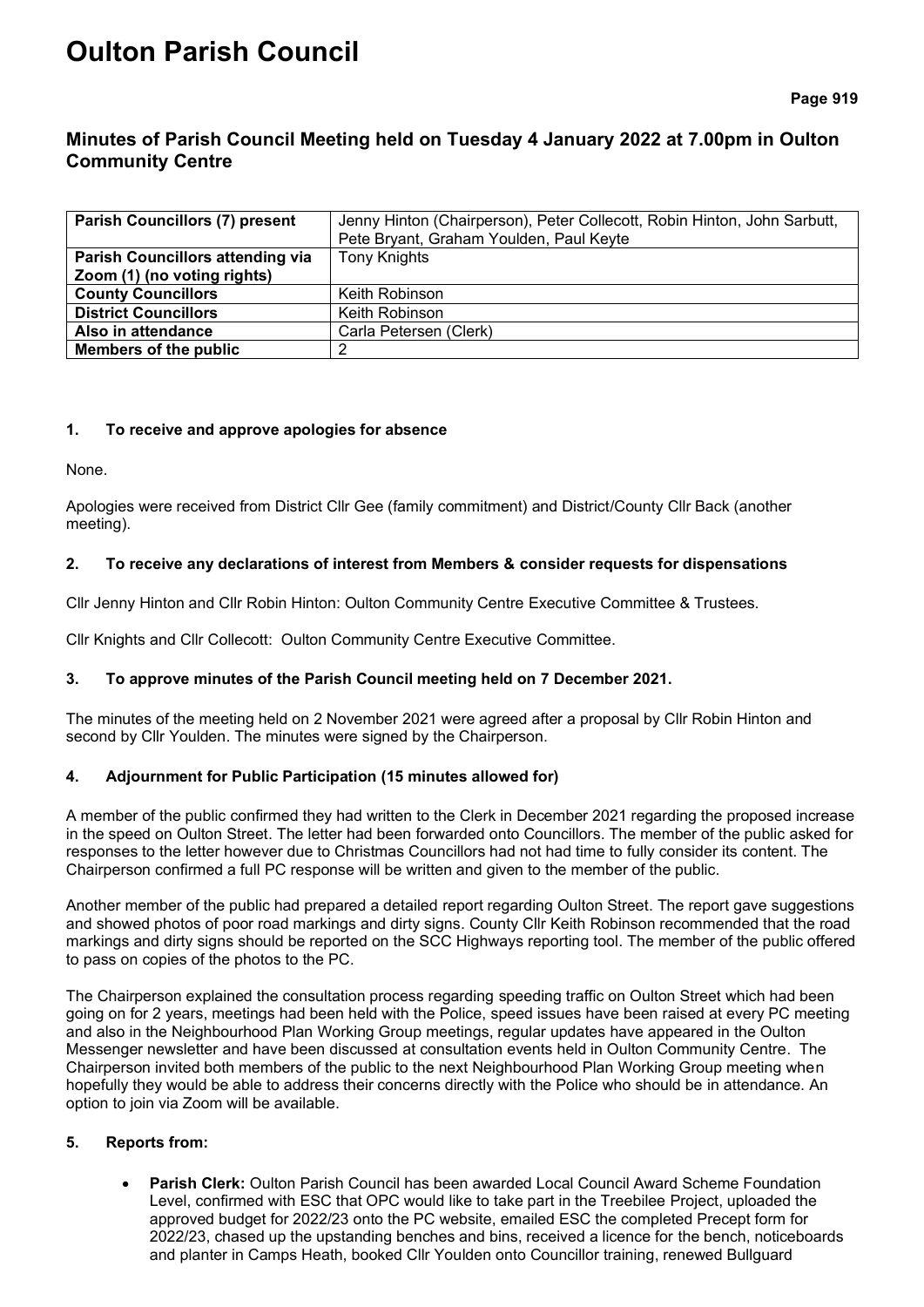# Oulton Parish Council

## Minutes of Parish Council Meeting held on Tuesday 4 January 2022 at 7.00pm in Oulton Community Centre

| **Parish Councillors (7) present** | Jenny Hinton (Chairperson), Peter Collecott, Robin Hinton, John Sarbutt, Pete Bryant, Graham Youlden, Paul Keyte |
|---|---|
| **Parish Councillors attending via Zoom (1) (no voting rights)** | Tony Knights |
| **County Councillors** | Keith Robinson |
| **District Councillors** | Keith Robinson |
| **Also in attendance** | Carla Petersen (Clerk) |
| **Members of the public** | 2 |

### 1. To receive and approve apologies for absence

None.

Apologies were received from District Cllr Gee (family commitment) and District/County Cllr Back (another meeting).

### 2. To receive any declarations of interest from Members & consider requests for dispensations

Cllr Jenny Hinton and Cllr Robin Hinton: Oulton Community Centre Executive Committee & Trustees.

Cllr Knights and Cllr Collecott: Oulton Community Centre Executive Committee.

### 3. To approve minutes of the Parish Council meeting held on 7 December 2021.

The minutes of the meeting held on 2 November 2021 were agreed after a proposal by Cllr Robin Hinton and second by Cllr Youlden. The minutes were signed by the Chairperson.

### 4. Adjournment for Public Participation (15 minutes allowed for)

A member of the public confirmed they had written to the Clerk in December 2021 regarding the proposed increase in the speed on Oulton Street. The letter had been forwarded onto Councillors. The member of the public asked for responses to the letter however due to Christmas Councillors had not had time to fully consider its content. The Chairperson confirmed a full PC response will be written and given to the member of the public.

Another member of the public had prepared a detailed report regarding Oulton Street. The report gave suggestions and showed photos of poor road markings and dirty signs. County Cllr Keith Robinson recommended that the road markings and dirty signs should be reported on the SCC Highways reporting tool. The member of the public offered to pass on copies of the photos to the PC.

The Chairperson explained the consultation process regarding speeding traffic on Oulton Street which had been going on for 2 years, meetings had been held with the Police, speed issues have been raised at every PC meeting and also in the Neighbourhood Plan Working Group meetings, regular updates have appeared in the Oulton Messenger newsletter and have been discussed at consultation events held in Oulton Community Centre. The Chairperson invited both members of the public to the next Neighbourhood Plan Working Group meeting when hopefully they would be able to address their concerns directly with the Police who should be in attendance. An option to join via Zoom will be available.

### 5. Reports from:

- **Parish Clerk:** Oulton Parish Council has been awarded Local Council Award Scheme Foundation Level, confirmed with ESC that OPC would like to take part in the Treebilee Project, uploaded the approved budget for 2022/23 onto the PC website, emailed ESC the completed Precept form for 2022/23, chased up the upstanding benches and bins, received a licence for the bench, noticeboards and planter in Camps Heath, booked Cllr Youlden onto Councillor training, renewed Bullguard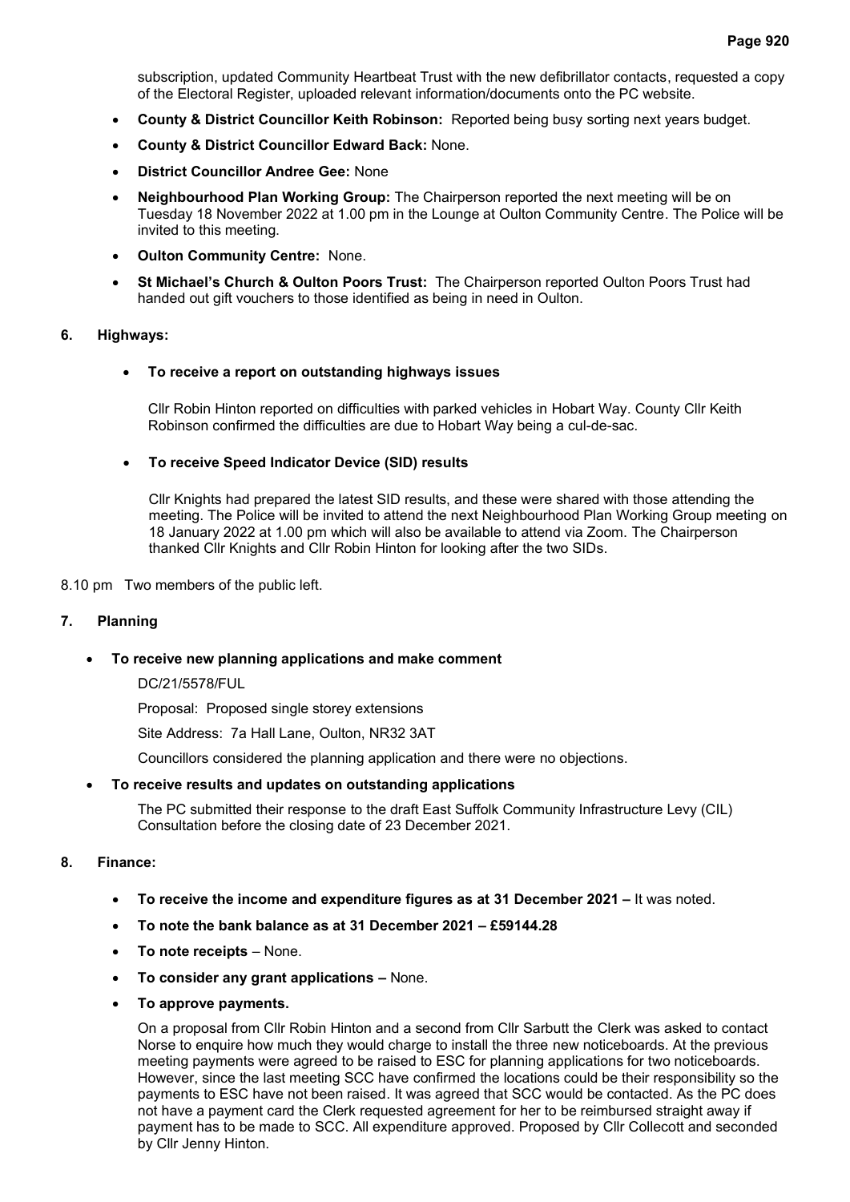subscription, updated Community Heartbeat Trust with the new defibrillator contacts, requested a copy of the Electoral Register, uploaded relevant information/documents onto the PC website.

- **County & District Councillor Keith Robinson:** Reported being busy sorting next years budget.
- **County & District Councillor Edward Back:** None.
- **District Councillor Andree Gee:** None
- **Neighbourhood Plan Working Group:** The Chairperson reported the next meeting will be on Tuesday 18 November 2022 at 1.00 pm in the Lounge at Oulton Community Centre. The Police will be invited to this meeting.
- **Oulton Community Centre:** None.
- **St Michael's Church & Oulton Poors Trust:** The Chairperson reported Oulton Poors Trust had handed out gift vouchers to those identified as being in need in Oulton.

**6. Highways:**

- **To receive a report on outstanding highways issues**

  Cllr Robin Hinton reported on difficulties with parked vehicles in Hobart Way. County Cllr Keith Robinson confirmed the difficulties are due to Hobart Way being a cul-de-sac.

- **To receive Speed Indicator Device (SID) results**

  Cllr Knights had prepared the latest SID results, and these were shared with those attending the meeting. The Police will be invited to attend the next Neighbourhood Plan Working Group meeting on 18 January 2022 at 1.00 pm which will also be available to attend via Zoom. The Chairperson thanked Cllr Knights and Cllr Robin Hinton for looking after the two SIDs.

8.10 pm Two members of the public left.

**7. Planning**

- **To receive new planning applications and make comment**

  DC/21/5578/FUL

  Proposal: Proposed single storey extensions

  Site Address: 7a Hall Lane, Oulton, NR32 3AT

  Councillors considered the planning application and there were no objections.

- **To receive results and updates on outstanding applications**

  The PC submitted their response to the draft East Suffolk Community Infrastructure Levy (CIL) Consultation before the closing date of 23 December 2021.

**8. Finance:**

- **To receive the income and expenditure figures as at 31 December 2021 –** It was noted.
- **To note the bank balance as at 31 December 2021 – £59144.28**
- **To note receipts** – None.
- **To consider any grant applications –** None.
- **To approve payments.**

  On a proposal from Cllr Robin Hinton and a second from Cllr Sarbutt the Clerk was asked to contact Norse to enquire how much they would charge to install the three new noticeboards. At the previous meeting payments were agreed to be raised to ESC for planning applications for two noticeboards. However, since the last meeting SCC have confirmed the locations could be their responsibility so the payments to ESC have not been raised. It was agreed that SCC would be contacted. As the PC does not have a payment card the Clerk requested agreement for her to be reimbursed straight away if payment has to be made to SCC. All expenditure approved. Proposed by Cllr Collecott and seconded by Cllr Jenny Hinton.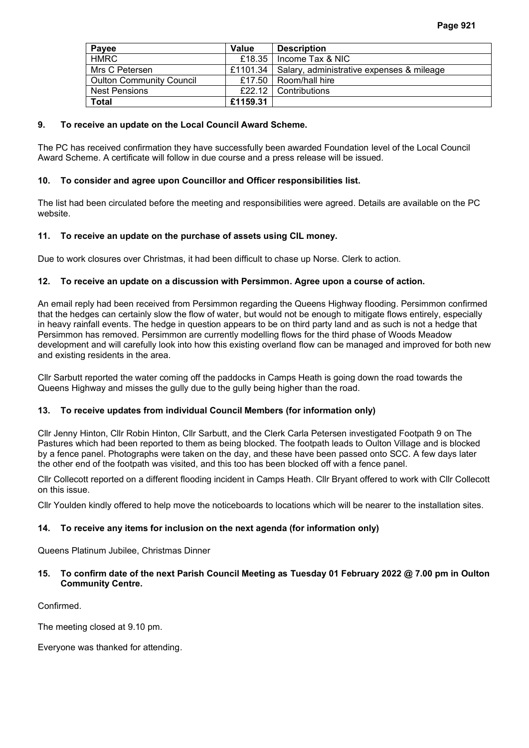| Payee | Value | Description |
| --- | --- | --- |
| HMRC | £18.35 | Income Tax & NIC |
| Mrs C Petersen | £1101.34 | Salary, administrative expenses & mileage |
| Oulton Community Council | £17.50 | Room/hall hire |
| Nest Pensions | £22.12 | Contributions |
| **Total** | **£1159.31** | |

**9. To receive an update on the Local Council Award Scheme.**

The PC has received confirmation they have successfully been awarded Foundation level of the Local Council Award Scheme. A certificate will follow in due course and a press release will be issued.

**10. To consider and agree upon Councillor and Officer responsibilities list.**

The list had been circulated before the meeting and responsibilities were agreed. Details are available on the PC website.

**11. To receive an update on the purchase of assets using CIL money.**

Due to work closures over Christmas, it had been difficult to chase up Norse. Clerk to action.

**12. To receive an update on a discussion with Persimmon. Agree upon a course of action.**

An email reply had been received from Persimmon regarding the Queens Highway flooding. Persimmon confirmed that the hedges can certainly slow the flow of water, but would not be enough to mitigate flows entirely, especially in heavy rainfall events. The hedge in question appears to be on third party land and as such is not a hedge that Persimmon has removed. Persimmon are currently modelling flows for the third phase of Woods Meadow development and will carefully look into how this existing overland flow can be managed and improved for both new and existing residents in the area.

Cllr Sarbutt reported the water coming off the paddocks in Camps Heath is going down the road towards the Queens Highway and misses the gully due to the gully being higher than the road.

**13. To receive updates from individual Council Members (for information only)**

Cllr Jenny Hinton, Cllr Robin Hinton, Cllr Sarbutt, and the Clerk Carla Petersen investigated Footpath 9 on The Pastures which had been reported to them as being blocked. The footpath leads to Oulton Village and is blocked by a fence panel. Photographs were taken on the day, and these have been passed onto SCC. A few days later the other end of the footpath was visited, and this too has been blocked off with a fence panel.

Cllr Collecott reported on a different flooding incident in Camps Heath. Cllr Bryant offered to work with Cllr Collecott on this issue.

Cllr Youlden kindly offered to help move the noticeboards to locations which will be nearer to the installation sites.

**14. To receive any items for inclusion on the next agenda (for information only)**

Queens Platinum Jubilee, Christmas Dinner

**15. To confirm date of the next Parish Council Meeting as Tuesday 01 February 2022 @ 7.00 pm in Oulton Community Centre.**

Confirmed.

The meeting closed at 9.10 pm.

Everyone was thanked for attending.